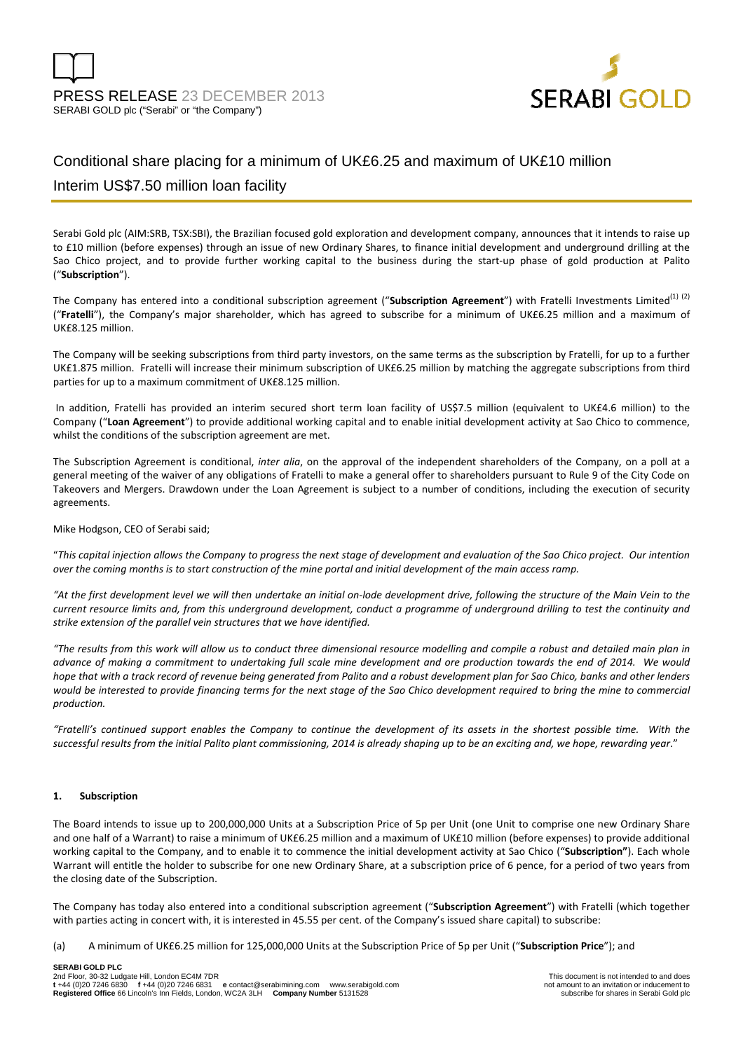PRESS RELEASE 23 DECEMBER 2013

SERABI GOLD plc ("Serabi" or "the Company")

# Conditional share placing for a minimum of UK£6.25 and maximum of UK£10 million

## Interim US$7.50 million loan facility

Serabi Gold plc (AIM:SRB, TSX:SBI), the Brazilian focused gold exploration and development company, announces that it intends to raise up to £10 million (before expenses) through an issue of new Ordinary Shares, to finance initial development and underground drilling at the Sao Chico project, and to provide further working capital to the business during the start-up phase of gold production at Palito ("**Subscription**").

The Company has entered into a conditional subscription agreement ("**Subscription Agreement**") with Fratelli Investments Limited[(1) (2)] ("**Fratelli**"), the Company's major shareholder, which has agreed to subscribe for a minimum of UK£6.25 million and a maximum of UK£8.125 million.

The Company will be seeking subscriptions from third party investors, on the same terms as the subscription by Fratelli, for up to a further UK£1.875 million. Fratelli will increase their minimum subscription of UK£6.25 million by matching the aggregate subscriptions from third parties for up to a maximum commitment of UK£8.125 million.

In addition, Fratelli has provided an interim secured short term loan facility of US$7.5 million (equivalent to UK£4.6 million) to the Company ("**Loan Agreement**") to provide additional working capital and to enable initial development activity at Sao Chico to commence, whilst the conditions of the subscription agreement are met.

The Subscription Agreement is conditional, *inter alia*, on the approval of the independent shareholders of the Company, on a poll at a general meeting of the waiver of any obligations of Fratelli to make a general offer to shareholders pursuant to Rule 9 of the City Code on Takeovers and Mergers. Drawdown under the Loan Agreement is subject to a number of conditions, including the execution of security agreements.

Mike Hodgson, CEO of Serabi said;

"*This capital injection allows the Company to progress the next stage of development and evaluation of the Sao Chico project. Our intention over the coming months is to start construction of the mine portal and initial development of the main access ramp.*

*"At the first development level we will then undertake an initial on-lode development drive, following the structure of the Main Vein to the current resource limits and, from this underground development, conduct a programme of underground drilling to test the continuity and strike extension of the parallel vein structures that we have identified.*

*"The results from this work will allow us to conduct three dimensional resource modelling and compile a robust and detailed main plan in advance of making a commitment to undertaking full scale mine development and ore production towards the end of 2014. We would hope that with a track record of revenue being generated from Palito and a robust development plan for Sao Chico, banks and other lenders would be interested to provide financing terms for the next stage of the Sao Chico development required to bring the mine to commercial production.*

*"Fratelli's continued support enables the Company to continue the development of its assets in the shortest possible time. With the successful results from the initial Palito plant commissioning, 2014 is already shaping up to be an exciting and, we hope, rewarding year*."

### 1. Subscription

The Board intends to issue up to 200,000,000 Units at a Subscription Price of 5p per Unit (one Unit to comprise one new Ordinary Share and one half of a Warrant) to raise a minimum of UK£6.25 million and a maximum of UK£10 million (before expenses) to provide additional working capital to the Company, and to enable it to commence the initial development activity at Sao Chico ("**Subscription"**). Each whole Warrant will entitle the holder to subscribe for one new Ordinary Share, at a subscription price of 6 pence, for a period of two years from the closing date of the Subscription.

The Company has today also entered into a conditional subscription agreement ("**Subscription Agreement**") with Fratelli (which together with parties acting in concert with, it is interested in 45.55 per cent. of the Company's issued share capital) to subscribe:

(a) A minimum of UK£6.25 million for 125,000,000 Units at the Subscription Price of 5p per Unit ("**Subscription Price**"); and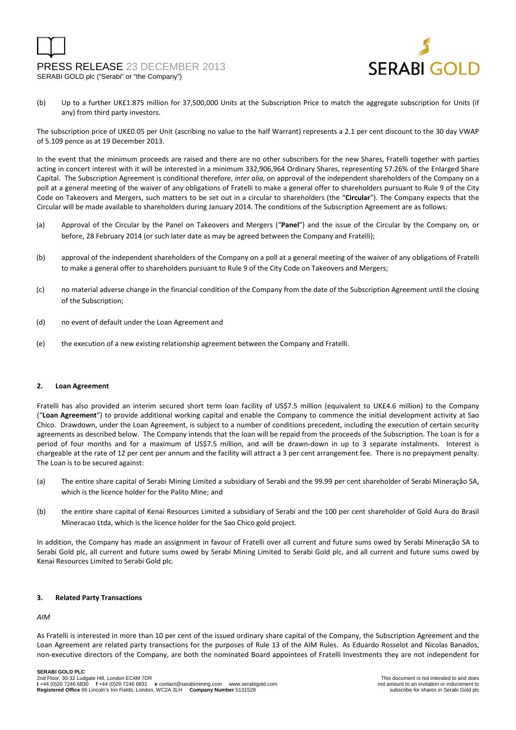(b) Up to a further UK£1.875 million for 37,500,000 Units at the Subscription Price to match the aggregate subscription for Units (if any) from third party investors.

The subscription price of UK£0.05 per Unit (ascribing no value to the half Warrant) represents a 2.1 per cent discount to the 30 day VWAP of 5.109 pence as at 19 December 2013.

In the event that the minimum proceeds are raised and there are no other subscribers for the new Shares, Fratelli together with parties acting in concert interest with it will be interested in a minimum 332,906,964 Ordinary Shares, representing 57.26% of the Enlarged Share Capital. The Subscription Agreement is conditional therefore, *inter alia*, on approval of the independent shareholders of the Company on a poll at a general meeting of the waiver of any obligations of Fratelli to make a general offer to shareholders pursuant to Rule 9 of the City Code on Takeovers and Mergers, such matters to be set out in a circular to shareholders (the "**Circular**"). The Company expects that the Circular will be made available to shareholders during January 2014. The conditions of the Subscription Agreement are as follows:

(a) Approval of the Circular by the Panel on Takeovers and Mergers ("**Panel**") and the issue of the Circular by the Company on, or before, 28 February 2014 (or such later date as may be agreed between the Company and Fratelli);

(b) approval of the independent shareholders of the Company on a poll at a general meeting of the waiver of any obligations of Fratelli to make a general offer to shareholders pursuant to Rule 9 of the City Code on Takeovers and Mergers;

(c) no material adverse change in the financial condition of the Company from the date of the Subscription Agreement until the closing of the Subscription;

(d) no event of default under the Loan Agreement and

(e) the execution of a new existing relationship agreement between the Company and Fratelli.

## 2. Loan Agreement

Fratelli has also provided an interim secured short term loan facility of US$7.5 million (equivalent to UK£4.6 million) to the Company ("**Loan Agreement**") to provide additional working capital and enable the Company to commence the initial development activity at Sao Chico. Drawdown, under the Loan Agreement, is subject to a number of conditions precedent, including the execution of certain security agreements as described below. The Company intends that the loan will be repaid from the proceeds of the Subscription. The Loan is for a period of four months and for a maximum of US$7.5 million, and will be drawn-down in up to 3 separate instalments. Interest is chargeable at the rate of 12 per cent per annum and the facility will attract a 3 per cent arrangement fee. There is no prepayment penalty. The Loan is to be secured against:

(a) The entire share capital of Serabi Mining Limited a subsidiary of Serabi and the 99.99 per cent shareholder of Serabi Mineração SA, which is the licence holder for the Palito Mine; and

(b) the entire share capital of Kenai Resources Limited a subsidiary of Serabi and the 100 per cent shareholder of Gold Aura do Brasil Mineracao Ltda, which is the licence holder for the Sao Chico gold project.

In addition, the Company has made an assignment in favour of Fratelli over all current and future sums owed by Serabi Mineração SA to Serabi Gold plc, all current and future sums owed by Serabi Mining Limited to Serabi Gold plc, and all current and future sums owed by Kenai Resources Limited to Serabi Gold plc.

## 3. Related Party Transactions

*AIM*

As Fratelli is interested in more than 10 per cent of the issued ordinary share capital of the Company, the Subscription Agreement and the Loan Agreement are related party transactions for the purposes of Rule 13 of the AIM Rules. As Eduardo Rosselot and Nicolas Banados, non-executive directors of the Company, are both the nominated Board appointees of Fratelli Investments they are not independent for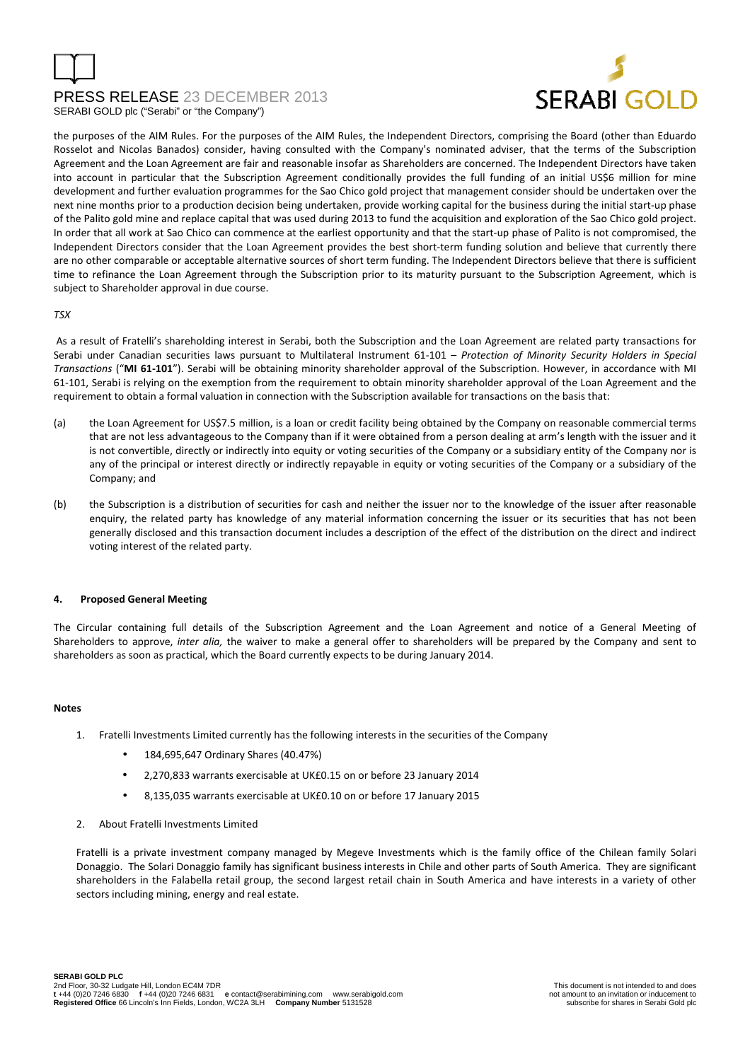the purposes of the AIM Rules. For the purposes of the AIM Rules, the Independent Directors, comprising the Board (other than Eduardo Rosselot and Nicolas Banados) consider, having consulted with the Company's nominated adviser, that the terms of the Subscription Agreement and the Loan Agreement are fair and reasonable insofar as Shareholders are concerned. The Independent Directors have taken into account in particular that the Subscription Agreement conditionally provides the full funding of an initial US$6 million for mine development and further evaluation programmes for the Sao Chico gold project that management consider should be undertaken over the next nine months prior to a production decision being undertaken, provide working capital for the business during the initial start-up phase of the Palito gold mine and replace capital that was used during 2013 to fund the acquisition and exploration of the Sao Chico gold project. In order that all work at Sao Chico can commence at the earliest opportunity and that the start-up phase of Palito is not compromised, the Independent Directors consider that the Loan Agreement provides the best short-term funding solution and believe that currently there are no other comparable or acceptable alternative sources of short term funding. The Independent Directors believe that there is sufficient time to refinance the Loan Agreement through the Subscription prior to its maturity pursuant to the Subscription Agreement, which is subject to Shareholder approval in due course.

*TSX*

As a result of Fratelli's shareholding interest in Serabi, both the Subscription and the Loan Agreement are related party transactions for Serabi under Canadian securities laws pursuant to Multilateral Instrument 61-101 – *Protection of Minority Security Holders in Special Transactions* ("**MI 61-101**"). Serabi will be obtaining minority shareholder approval of the Subscription. However, in accordance with MI 61-101, Serabi is relying on the exemption from the requirement to obtain minority shareholder approval of the Loan Agreement and the requirement to obtain a formal valuation in connection with the Subscription available for transactions on the basis that:

(a) the Loan Agreement for US$7.5 million, is a loan or credit facility being obtained by the Company on reasonable commercial terms that are not less advantageous to the Company than if it were obtained from a person dealing at arm's length with the issuer and it is not convertible, directly or indirectly into equity or voting securities of the Company or a subsidiary entity of the Company nor is any of the principal or interest directly or indirectly repayable in equity or voting securities of the Company or a subsidiary of the Company; and

(b) the Subscription is a distribution of securities for cash and neither the issuer nor to the knowledge of the issuer after reasonable enquiry, the related party has knowledge of any material information concerning the issuer or its securities that has not been generally disclosed and this transaction document includes a description of the effect of the distribution on the direct and indirect voting interest of the related party.

#### 4. Proposed General Meeting

The Circular containing full details of the Subscription Agreement and the Loan Agreement and notice of a General Meeting of Shareholders to approve, *inter alia,* the waiver to make a general offer to shareholders will be prepared by the Company and sent to shareholders as soon as practical, which the Board currently expects to be during January 2014.

**Notes**

1. Fratelli Investments Limited currently has the following interests in the securities of the Company
   - 184,695,647 Ordinary Shares (40.47%)
   - 2,270,833 warrants exercisable at UK£0.15 on or before 23 January 2014
   - 8,135,035 warrants exercisable at UK£0.10 on or before 17 January 2015

2. About Fratelli Investments Limited

Fratelli is a private investment company managed by Megeve Investments which is the family office of the Chilean family Solari Donaggio. The Solari Donaggio family has significant business interests in Chile and other parts of South America. They are significant shareholders in the Falabella retail group, the second largest retail chain in South America and have interests in a variety of other sectors including mining, energy and real estate.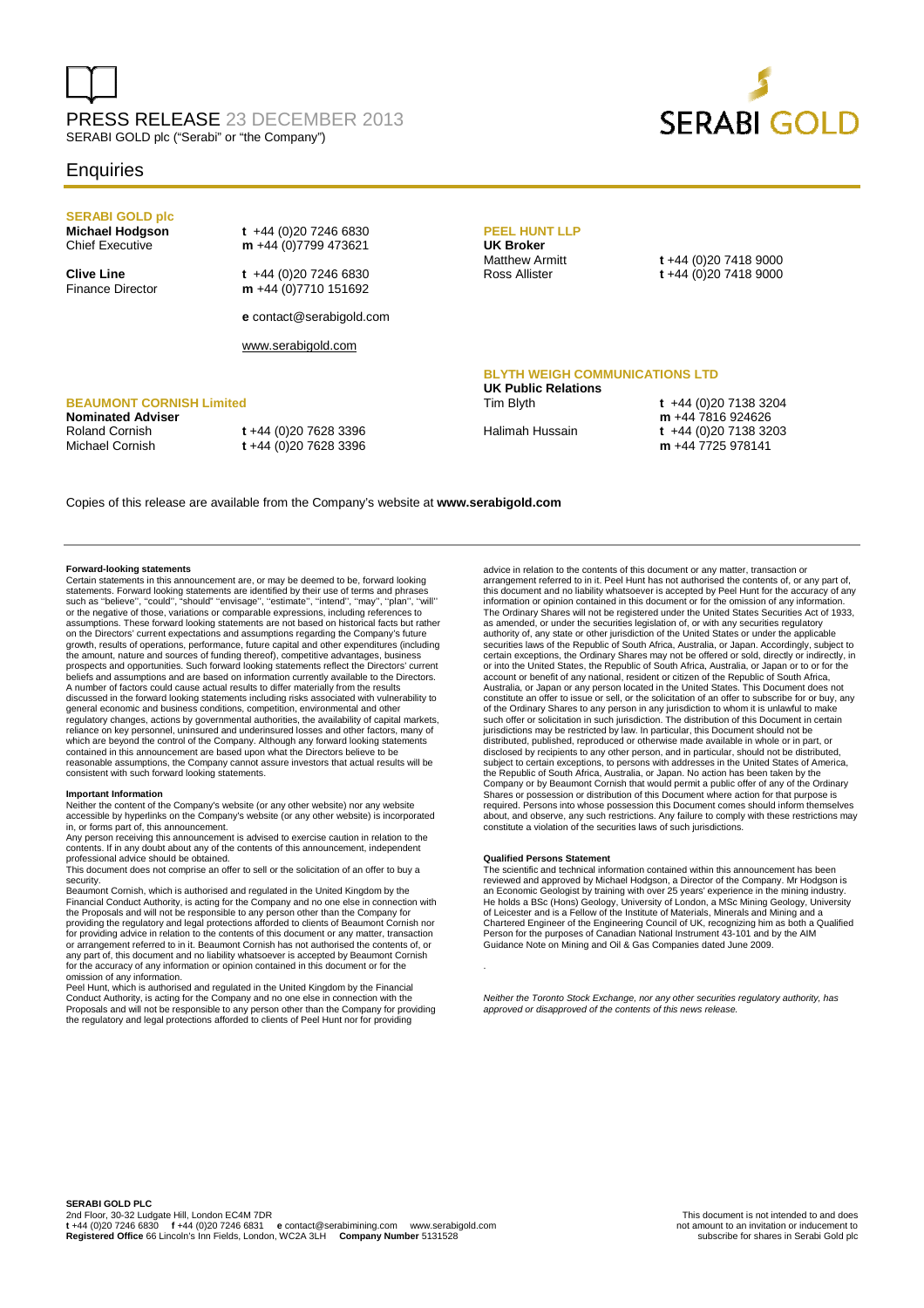PRESS RELEASE 23 DECEMBER 2013

SERABI GOLD plc ("Serabi" or "the Company")

## Enquiries

**SERABI GOLD plc**

**Michael Hodgson** — Chief Executive
**t** +44 (0)20 7246 6830
**m** +44 (0)7799 473621

**Clive Line** — Finance Director
**t** +44 (0)20 7246 6830
**m** +44 (0)7710 151692

**e** contact@serabigold.com

www.serabigold.com

**BEAUMONT CORNISH Limited**

**Nominated Adviser**

Roland Cornish **t** +44 (0)20 7628 3396
Michael Cornish **t** +44 (0)20 7628 3396

**PEEL HUNT LLP**

**UK Broker**

Matthew Armitt **t** +44 (0)20 7418 9000
Ross Allister **t** +44 (0)20 7418 9000

**BLYTH WEIGH COMMUNICATIONS LTD**

**UK Public Relations**

Tim Blyth **t** +44 (0)20 7138 3204
**m** +44 7816 924626

Halimah Hussain **t** +44 (0)20 7138 3203
**m** +44 7725 978141

Copies of this release are available from the Company's website at **www.serabigold.com**

**Forward-looking statements**

Certain statements in this announcement are, or may be deemed to be, forward looking statements. Forward looking statements are identified by their use of terms and phrases such as ''believe'', ''could'', "should" ''envisage'', ''estimate'', ''intend'', ''may'', ''plan'', ''will'' or the negative of those, variations or comparable expressions, including references to assumptions. These forward looking statements are not based on historical facts but rather on the Directors' current expectations and assumptions regarding the Company's future growth, results of operations, performance, future capital and other expenditures (including the amount, nature and sources of funding thereof), competitive advantages, business prospects and opportunities. Such forward looking statements reflect the Directors' current beliefs and assumptions and are based on information currently available to the Directors. A number of factors could cause actual results to differ materially from the results discussed in the forward looking statements including risks associated with vulnerability to general economic and business conditions, competition, environmental and other regulatory changes, actions by governmental authorities, the availability of capital markets, reliance on key personnel, uninsured and underinsured losses and other factors, many of which are beyond the control of the Company. Although any forward looking statements contained in this announcement are based upon what the Directors believe to be reasonable assumptions, the Company cannot assure investors that actual results will be consistent with such forward looking statements.

**Important Information**

Neither the content of the Company's website (or any other website) nor any website accessible by hyperlinks on the Company's website (or any other website) is incorporated in, or forms part of, this announcement.

Any person receiving this announcement is advised to exercise caution in relation to the contents. If in any doubt about any of the contents of this announcement, independent professional advice should be obtained.

This document does not comprise an offer to sell or the solicitation of an offer to buy a security.

Beaumont Cornish, which is authorised and regulated in the United Kingdom by the Financial Conduct Authority, is acting for the Company and no one else in connection with the Proposals and will not be responsible to any person other than the Company for providing the regulatory and legal protections afforded to clients of Beaumont Cornish nor for providing advice in relation to the contents of this document or any matter, transaction or arrangement referred to in it. Beaumont Cornish has not authorised the contents of, or any part of, this document and no liability whatsoever is accepted by Beaumont Cornish for the accuracy of any information or opinion contained in this document or for the omission of any information.

Peel Hunt, which is authorised and regulated in the United Kingdom by the Financial Conduct Authority, is acting for the Company and no one else in connection with the Proposals and will not be responsible to any person other than the Company for providing the regulatory and legal protections afforded to clients of Peel Hunt nor for providing advice in relation to the contents of this document or any matter, transaction or arrangement referred to in it. Peel Hunt has not authorised the contents of, or any part of, this document and no liability whatsoever is accepted by Peel Hunt for the accuracy of any information or opinion contained in this document or for the omission of any information.

The Ordinary Shares will not be registered under the United States Securities Act of 1933, as amended, or under the securities legislation of, or with any securities regulatory authority of, any state or other jurisdiction of the United States or under the applicable securities laws of the Republic of South Africa, Australia, or Japan. Accordingly, subject to certain exceptions, the Ordinary Shares may not be offered or sold, directly or indirectly, in or into the United States, the Republic of South Africa, Australia, or Japan or to or for the account or benefit of any national, resident or citizen of the Republic of South Africa, Australia, or Japan or any person located in the United States. This Document does not constitute an offer to issue or sell, or the solicitation of an offer to subscribe for or buy, any of the Ordinary Shares to any person in any jurisdiction to whom it is unlawful to make such offer or solicitation in such jurisdiction. The distribution of this Document in certain jurisdictions may be restricted by law. In particular, this Document should not be distributed, published, reproduced or otherwise made available in whole or in part, or disclosed by recipients to any other person, and in particular, should not be distributed, subject to certain exceptions, to persons with addresses in the United States of America, the Republic of South Africa, Australia, or Japan. No action has been taken by the Company or by Beaumont Cornish that would permit a public offer of any of the Ordinary Shares or possession or distribution of this Document where action for that purpose is required. Persons into whose possession this Document comes should inform themselves about, and observe, any such restrictions. Any failure to comply with these restrictions may constitute a violation of the securities laws of such jurisdictions.

**Qualified Persons Statement**

The scientific and technical information contained within this announcement has been reviewed and approved by Michael Hodgson, a Director of the Company. Mr Hodgson is an Economic Geologist by training with over 25 years' experience in the mining industry. He holds a BSc (Hons) Geology, University of London, a MSc Mining Geology, University of Leicester and is a Fellow of the Institute of Materials, Minerals and Mining and a Chartered Engineer of the Engineering Council of UK, recognizing him as both a Qualified Person for the purposes of Canadian National Instrument 43-101 and by the AIM Guidance Note on Mining and Oil & Gas Companies dated June 2009.

*Neither the Toronto Stock Exchange, nor any other securities regulatory authority, has approved or disapproved of the contents of this news release.*

**SERABI GOLD PLC**
2nd Floor, 30-32 Ludgate Hill, London EC4M 7DR
**t** +44 (0)20 7246 6830 **f** +44 (0)20 7246 6831 **e** contact@serabimining.com www.serabigold.com
**Registered Office** 66 Lincoln's Inn Fields, London, WC2A 3LH **Company Number** 5131528

This document is not intended to and does not amount to an invitation or inducement to subscribe for shares in Serabi Gold plc